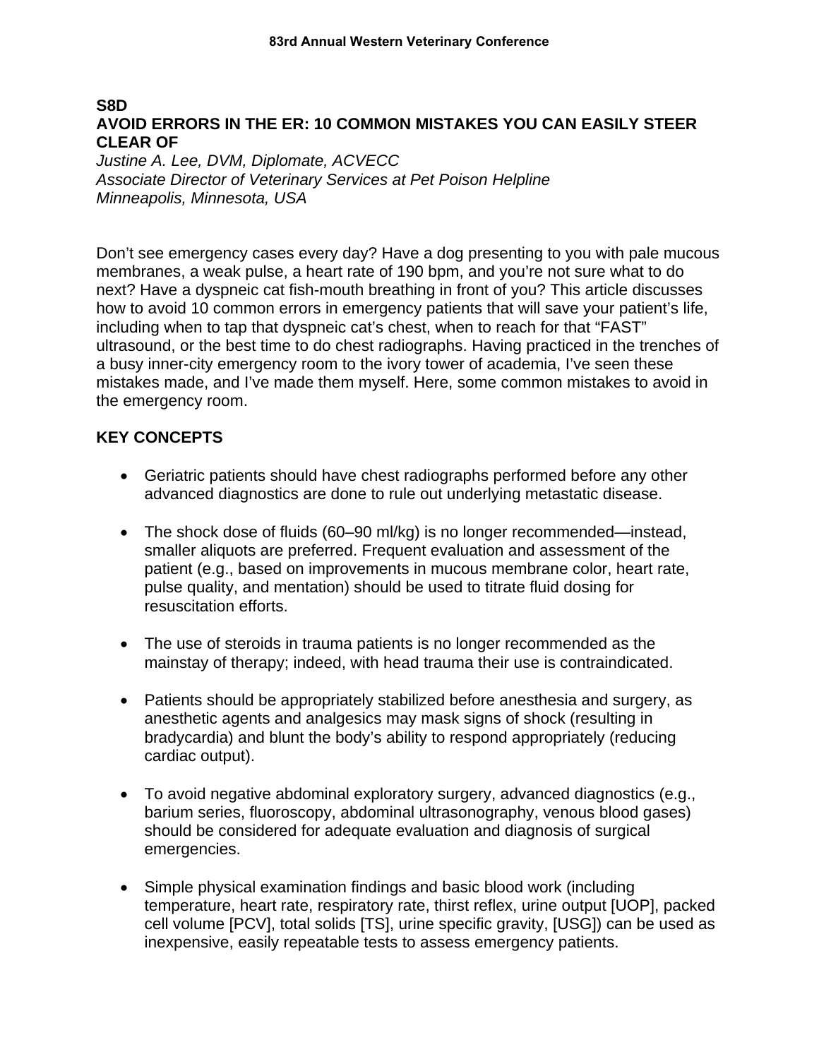## S8D

## AVOID ERRORS IN THE ER: 10 COMMON MISTAKES YOU CAN EASILY STEER CLEAR OF

*Justine A. Lee, DVM, Diplomate, ACVECC*
*Associate Director of Veterinary Services at Pet Poison Helpline*
*Minneapolis, Minnesota, USA*

Don't see emergency cases every day? Have a dog presenting to you with pale mucous membranes, a weak pulse, a heart rate of 190 bpm, and you're not sure what to do next? Have a dyspneic cat fish-mouth breathing in front of you? This article discusses how to avoid 10 common errors in emergency patients that will save your patient's life, including when to tap that dyspneic cat's chest, when to reach for that "FAST" ultrasound, or the best time to do chest radiographs. Having practiced in the trenches of a busy inner-city emergency room to the ivory tower of academia, I've seen these mistakes made, and I've made them myself. Here, some common mistakes to avoid in the emergency room.

### KEY CONCEPTS

- Geriatric patients should have chest radiographs performed before any other advanced diagnostics are done to rule out underlying metastatic disease.
- The shock dose of fluids (60–90 ml/kg) is no longer recommended—instead, smaller aliquots are preferred. Frequent evaluation and assessment of the patient (e.g., based on improvements in mucous membrane color, heart rate, pulse quality, and mentation) should be used to titrate fluid dosing for resuscitation efforts.
- The use of steroids in trauma patients is no longer recommended as the mainstay of therapy; indeed, with head trauma their use is contraindicated.
- Patients should be appropriately stabilized before anesthesia and surgery, as anesthetic agents and analgesics may mask signs of shock (resulting in bradycardia) and blunt the body's ability to respond appropriately (reducing cardiac output).
- To avoid negative abdominal exploratory surgery, advanced diagnostics (e.g., barium series, fluoroscopy, abdominal ultrasonography, venous blood gases) should be considered for adequate evaluation and diagnosis of surgical emergencies.
- Simple physical examination findings and basic blood work (including temperature, heart rate, respiratory rate, thirst reflex, urine output [UOP], packed cell volume [PCV], total solids [TS], urine specific gravity, [USG]) can be used as inexpensive, easily repeatable tests to assess emergency patients.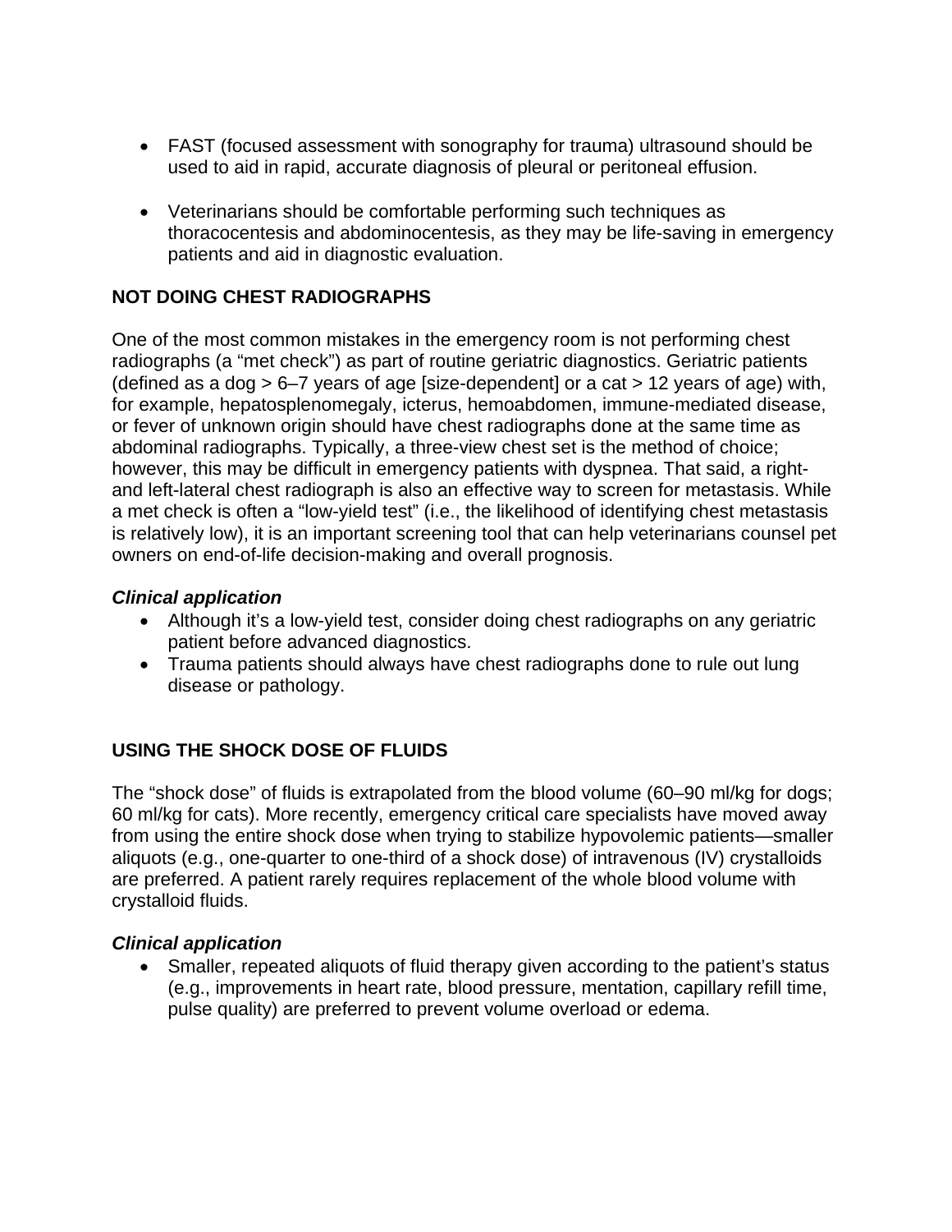- FAST (focused assessment with sonography for trauma) ultrasound should be used to aid in rapid, accurate diagnosis of pleural or peritoneal effusion.

- Veterinarians should be comfortable performing such techniques as thoracocentesis and abdominocentesis, as they may be life-saving in emergency patients and aid in diagnostic evaluation.

## NOT DOING CHEST RADIOGRAPHS

One of the most common mistakes in the emergency room is not performing chest radiographs (a "met check") as part of routine geriatric diagnostics. Geriatric patients (defined as a dog > 6–7 years of age [size-dependent] or a cat > 12 years of age) with, for example, hepatosplenomegaly, icterus, hemoabdomen, immune-mediated disease, or fever of unknown origin should have chest radiographs done at the same time as abdominal radiographs. Typically, a three-view chest set is the method of choice; however, this may be difficult in emergency patients with dyspnea. That said, a right- and left-lateral chest radiograph is also an effective way to screen for metastasis. While a met check is often a "low-yield test" (i.e., the likelihood of identifying chest metastasis is relatively low), it is an important screening tool that can help veterinarians counsel pet owners on end-of-life decision-making and overall prognosis.

### *Clinical application*

- Although it's a low-yield test, consider doing chest radiographs on any geriatric patient before advanced diagnostics.
- Trauma patients should always have chest radiographs done to rule out lung disease or pathology.

## USING THE SHOCK DOSE OF FLUIDS

The "shock dose" of fluids is extrapolated from the blood volume (60–90 ml/kg for dogs; 60 ml/kg for cats). More recently, emergency critical care specialists have moved away from using the entire shock dose when trying to stabilize hypovolemic patients—smaller aliquots (e.g., one-quarter to one-third of a shock dose) of intravenous (IV) crystalloids are preferred. A patient rarely requires replacement of the whole blood volume with crystalloid fluids.

### *Clinical application*

- Smaller, repeated aliquots of fluid therapy given according to the patient's status (e.g., improvements in heart rate, blood pressure, mentation, capillary refill time, pulse quality) are preferred to prevent volume overload or edema.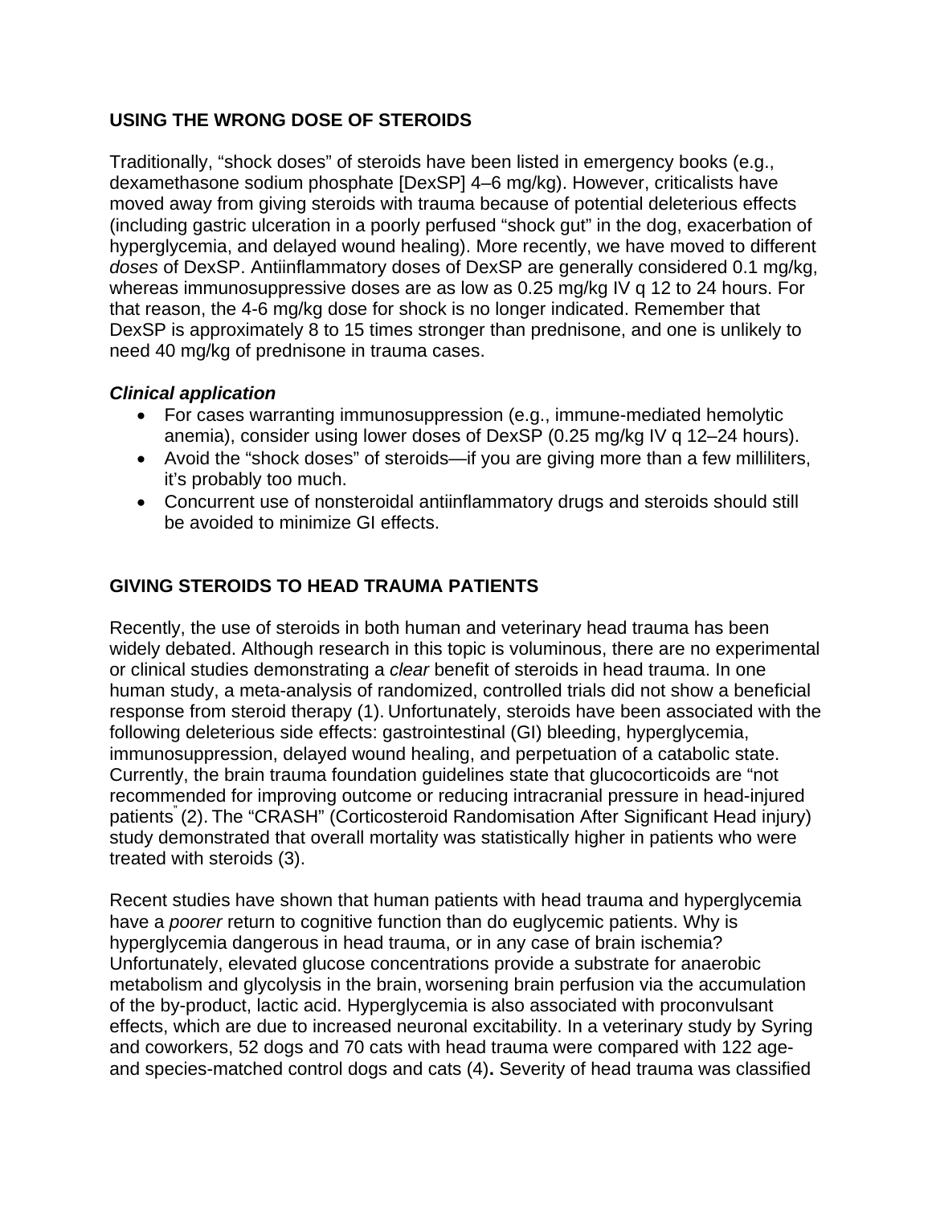## USING THE WRONG DOSE OF STEROIDS

Traditionally, "shock doses" of steroids have been listed in emergency books (e.g., dexamethasone sodium phosphate [DexSP] 4–6 mg/kg). However, criticalists have moved away from giving steroids with trauma because of potential deleterious effects (including gastric ulceration in a poorly perfused "shock gut" in the dog, exacerbation of hyperglycemia, and delayed wound healing). More recently, we have moved to different *doses* of DexSP. Antiinflammatory doses of DexSP are generally considered 0.1 mg/kg, whereas immunosuppressive doses are as low as 0.25 mg/kg IV q 12 to 24 hours. For that reason, the 4-6 mg/kg dose for shock is no longer indicated. Remember that DexSP is approximately 8 to 15 times stronger than prednisone, and one is unlikely to need 40 mg/kg of prednisone in trauma cases.

### *Clinical application*

- For cases warranting immunosuppression (e.g., immune-mediated hemolytic anemia), consider using lower doses of DexSP (0.25 mg/kg IV q 12–24 hours).
- Avoid the "shock doses" of steroids—if you are giving more than a few milliliters, it's probably too much.
- Concurrent use of nonsteroidal antiinflammatory drugs and steroids should still be avoided to minimize GI effects.

## GIVING STEROIDS TO HEAD TRAUMA PATIENTS

Recently, the use of steroids in both human and veterinary head trauma has been widely debated. Although research in this topic is voluminous, there are no experimental or clinical studies demonstrating a *clear* benefit of steroids in head trauma. In one human study, a meta-analysis of randomized, controlled trials did not show a beneficial response from steroid therapy (1). Unfortunately, steroids have been associated with the following deleterious side effects: gastrointestinal (GI) bleeding, hyperglycemia, immunosuppression, delayed wound healing, and perpetuation of a catabolic state. Currently, the brain trauma foundation guidelines state that glucocorticoids are "not recommended for improving outcome or reducing intracranial pressure in head-injured patients" (2). The "CRASH" (Corticosteroid Randomisation After Significant Head injury) study demonstrated that overall mortality was statistically higher in patients who were treated with steroids (3).

Recent studies have shown that human patients with head trauma and hyperglycemia have a *poorer* return to cognitive function than do euglycemic patients. Why is hyperglycemia dangerous in head trauma, or in any case of brain ischemia? Unfortunately, elevated glucose concentrations provide a substrate for anaerobic metabolism and glycolysis in the brain, worsening brain perfusion via the accumulation of the by-product, lactic acid. Hyperglycemia is also associated with proconvulsant effects, which are due to increased neuronal excitability. In a veterinary study by Syring and coworkers, 52 dogs and 70 cats with head trauma were compared with 122 age- and species-matched control dogs and cats (4). Severity of head trauma was classified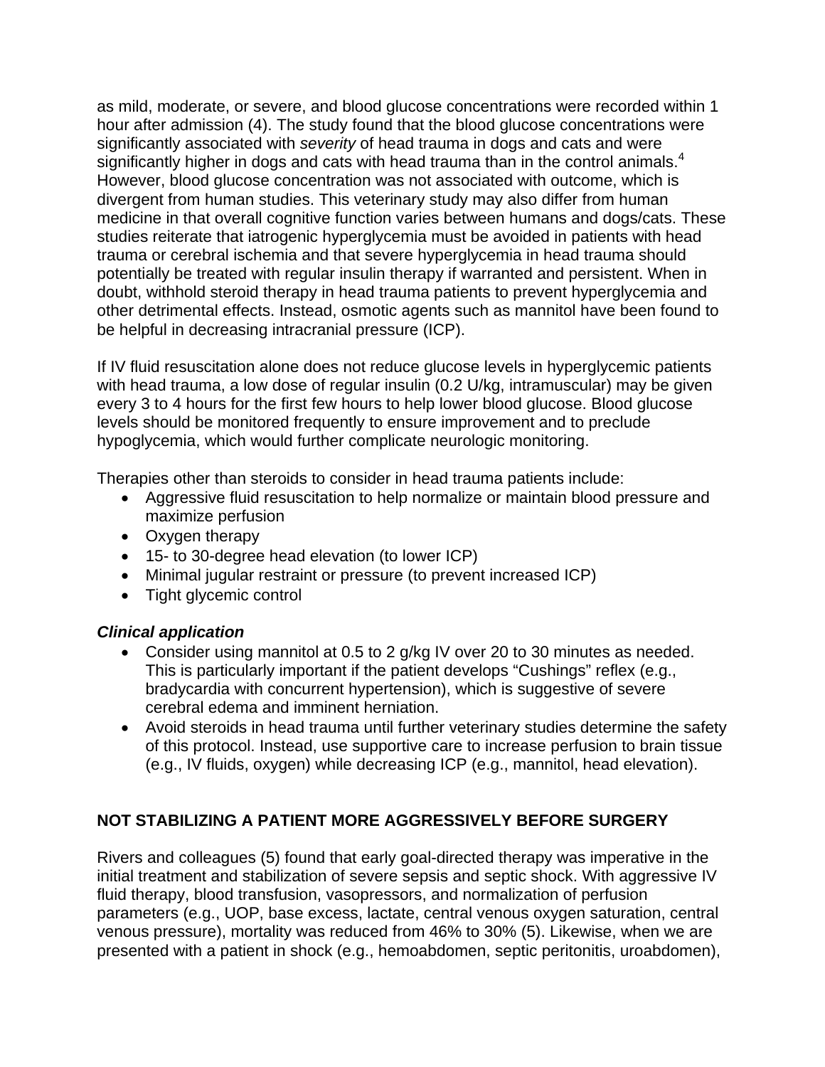as mild, moderate, or severe, and blood glucose concentrations were recorded within 1 hour after admission (4). The study found that the blood glucose concentrations were significantly associated with *severity* of head trauma in dogs and cats and were significantly higher in dogs and cats with head trauma than in the control animals.[4] However, blood glucose concentration was not associated with outcome, which is divergent from human studies. This veterinary study may also differ from human medicine in that overall cognitive function varies between humans and dogs/cats. These studies reiterate that iatrogenic hyperglycemia must be avoided in patients with head trauma or cerebral ischemia and that severe hyperglycemia in head trauma should potentially be treated with regular insulin therapy if warranted and persistent. When in doubt, withhold steroid therapy in head trauma patients to prevent hyperglycemia and other detrimental effects. Instead, osmotic agents such as mannitol have been found to be helpful in decreasing intracranial pressure (ICP).

If IV fluid resuscitation alone does not reduce glucose levels in hyperglycemic patients with head trauma, a low dose of regular insulin (0.2 U/kg, intramuscular) may be given every 3 to 4 hours for the first few hours to help lower blood glucose. Blood glucose levels should be monitored frequently to ensure improvement and to preclude hypoglycemia, which would further complicate neurologic monitoring.

Therapies other than steroids to consider in head trauma patients include:

- Aggressive fluid resuscitation to help normalize or maintain blood pressure and maximize perfusion
- Oxygen therapy
- 15- to 30-degree head elevation (to lower ICP)
- Minimal jugular restraint or pressure (to prevent increased ICP)
- Tight glycemic control

***Clinical application***

- Consider using mannitol at 0.5 to 2 g/kg IV over 20 to 30 minutes as needed. This is particularly important if the patient develops "Cushings" reflex (e.g., bradycardia with concurrent hypertension), which is suggestive of severe cerebral edema and imminent herniation.
- Avoid steroids in head trauma until further veterinary studies determine the safety of this protocol. Instead, use supportive care to increase perfusion to brain tissue (e.g., IV fluids, oxygen) while decreasing ICP (e.g., mannitol, head elevation).

## NOT STABILIZING A PATIENT MORE AGGRESSIVELY BEFORE SURGERY

Rivers and colleagues (5) found that early goal-directed therapy was imperative in the initial treatment and stabilization of severe sepsis and septic shock. With aggressive IV fluid therapy, blood transfusion, vasopressors, and normalization of perfusion parameters (e.g., UOP, base excess, lactate, central venous oxygen saturation, central venous pressure), mortality was reduced from 46% to 30% (5). Likewise, when we are presented with a patient in shock (e.g., hemoabdomen, septic peritonitis, uroabdomen),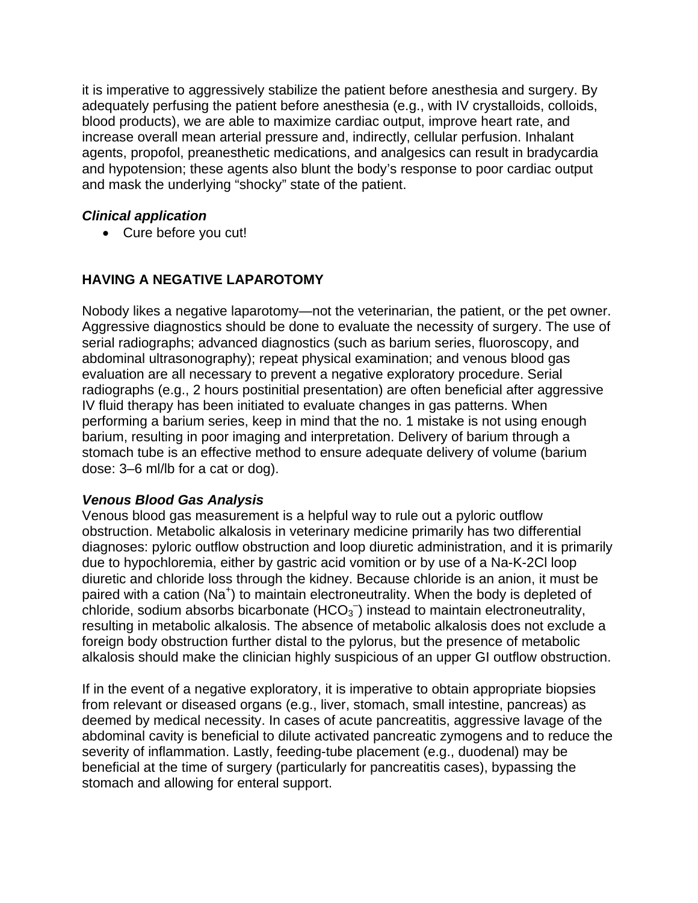it is imperative to aggressively stabilize the patient before anesthesia and surgery. By adequately perfusing the patient before anesthesia (e.g., with IV crystalloids, colloids, blood products), we are able to maximize cardiac output, improve heart rate, and increase overall mean arterial pressure and, indirectly, cellular perfusion. Inhalant agents, propofol, preanesthetic medications, and analgesics can result in bradycardia and hypotension; these agents also blunt the body's response to poor cardiac output and mask the underlying "shocky" state of the patient.

### *Clinical application*

- Cure before you cut!

## HAVING A NEGATIVE LAPAROTOMY

Nobody likes a negative laparotomy—not the veterinarian, the patient, or the pet owner. Aggressive diagnostics should be done to evaluate the necessity of surgery. The use of serial radiographs; advanced diagnostics (such as barium series, fluoroscopy, and abdominal ultrasonography); repeat physical examination; and venous blood gas evaluation are all necessary to prevent a negative exploratory procedure. Serial radiographs (e.g., 2 hours postinitial presentation) are often beneficial after aggressive IV fluid therapy has been initiated to evaluate changes in gas patterns. When performing a barium series, keep in mind that the no. 1 mistake is not using enough barium, resulting in poor imaging and interpretation. Delivery of barium through a stomach tube is an effective method to ensure adequate delivery of volume (barium dose: 3–6 ml/lb for a cat or dog).

### *Venous Blood Gas Analysis*

Venous blood gas measurement is a helpful way to rule out a pyloric outflow obstruction. Metabolic alkalosis in veterinary medicine primarily has two differential diagnoses: pyloric outflow obstruction and loop diuretic administration, and it is primarily due to hypochloremia, either by gastric acid vomition or by use of a Na-K-2Cl loop diuretic and chloride loss through the kidney. Because chloride is an anion, it must be paired with a cation ($Na^+$) to maintain electroneutrality. When the body is depleted of chloride, sodium absorbs bicarbonate ($HCO_3^-$) instead to maintain electroneutrality, resulting in metabolic alkalosis. The absence of metabolic alkalosis does not exclude a foreign body obstruction further distal to the pylorus, but the presence of metabolic alkalosis should make the clinician highly suspicious of an upper GI outflow obstruction.

If in the event of a negative exploratory, it is imperative to obtain appropriate biopsies from relevant or diseased organs (e.g., liver, stomach, small intestine, pancreas) as deemed by medical necessity. In cases of acute pancreatitis, aggressive lavage of the abdominal cavity is beneficial to dilute activated pancreatic zymogens and to reduce the severity of inflammation. Lastly, feeding-tube placement (e.g., duodenal) may be beneficial at the time of surgery (particularly for pancreatitis cases), bypassing the stomach and allowing for enteral support.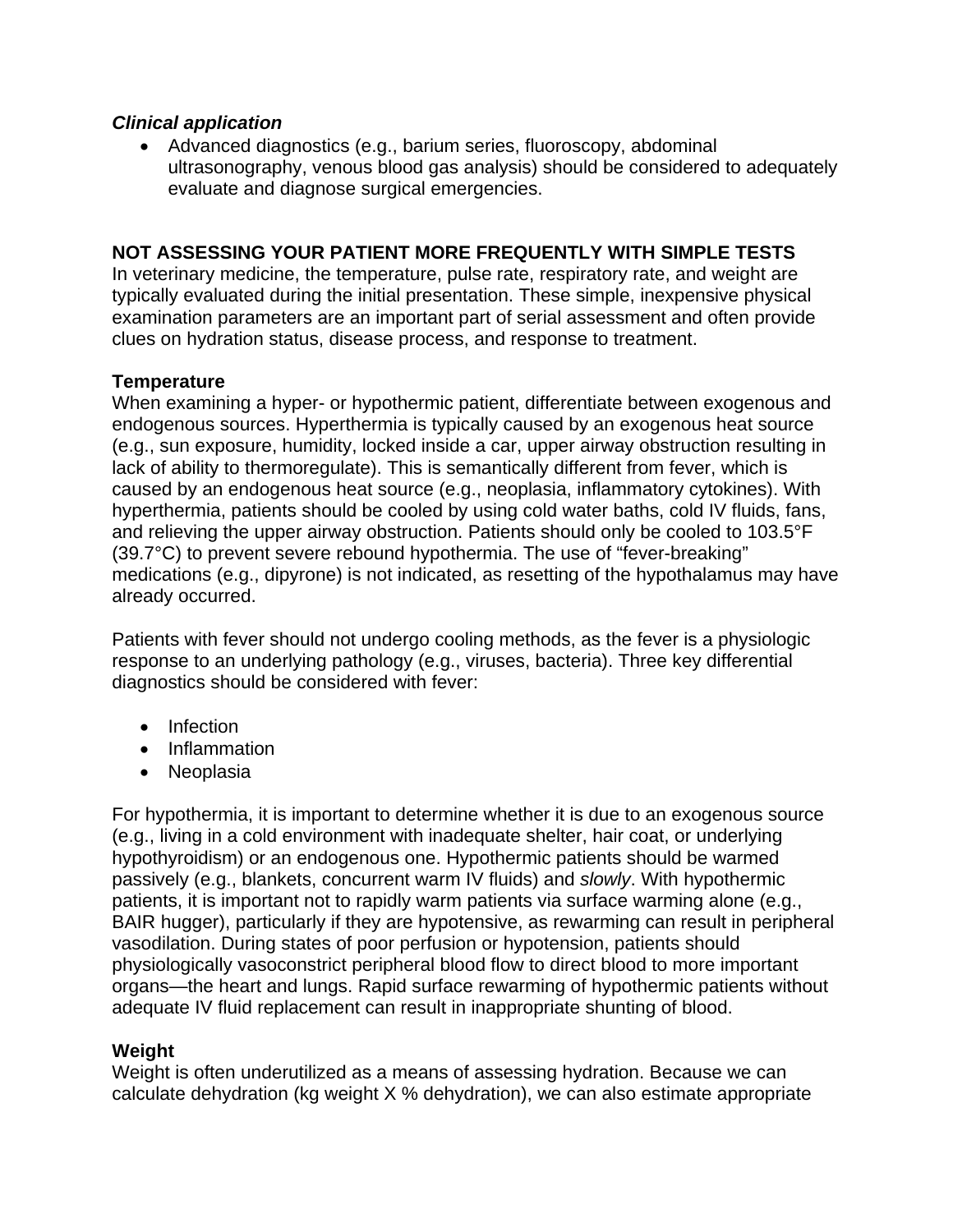***Clinical application***

- Advanced diagnostics (e.g., barium series, fluoroscopy, abdominal ultrasonography, venous blood gas analysis) should be considered to adequately evaluate and diagnose surgical emergencies.

## NOT ASSESSING YOUR PATIENT MORE FREQUENTLY WITH SIMPLE TESTS

In veterinary medicine, the temperature, pulse rate, respiratory rate, and weight are typically evaluated during the initial presentation. These simple, inexpensive physical examination parameters are an important part of serial assessment and often provide clues on hydration status, disease process, and response to treatment.

### Temperature

When examining a hyper- or hypothermic patient, differentiate between exogenous and endogenous sources. Hyperthermia is typically caused by an exogenous heat source (e.g., sun exposure, humidity, locked inside a car, upper airway obstruction resulting in lack of ability to thermoregulate). This is semantically different from fever, which is caused by an endogenous heat source (e.g., neoplasia, inflammatory cytokines). With hyperthermia, patients should be cooled by using cold water baths, cold IV fluids, fans, and relieving the upper airway obstruction. Patients should only be cooled to 103.5°F (39.7°C) to prevent severe rebound hypothermia. The use of "fever-breaking" medications (e.g., dipyrone) is not indicated, as resetting of the hypothalamus may have already occurred.

Patients with fever should not undergo cooling methods, as the fever is a physiologic response to an underlying pathology (e.g., viruses, bacteria). Three key differential diagnostics should be considered with fever:

- Infection
- Inflammation
- Neoplasia

For hypothermia, it is important to determine whether it is due to an exogenous source (e.g., living in a cold environment with inadequate shelter, hair coat, or underlying hypothyroidism) or an endogenous one. Hypothermic patients should be warmed passively (e.g., blankets, concurrent warm IV fluids) and *slowly*. With hypothermic patients, it is important not to rapidly warm patients via surface warming alone (e.g., BAIR hugger), particularly if they are hypotensive, as rewarming can result in peripheral vasodilation. During states of poor perfusion or hypotension, patients should physiologically vasoconstrict peripheral blood flow to direct blood to more important organs—the heart and lungs. Rapid surface rewarming of hypothermic patients without adequate IV fluid replacement can result in inappropriate shunting of blood.

### Weight

Weight is often underutilized as a means of assessing hydration. Because we can calculate dehydration (kg weight X % dehydration), we can also estimate appropriate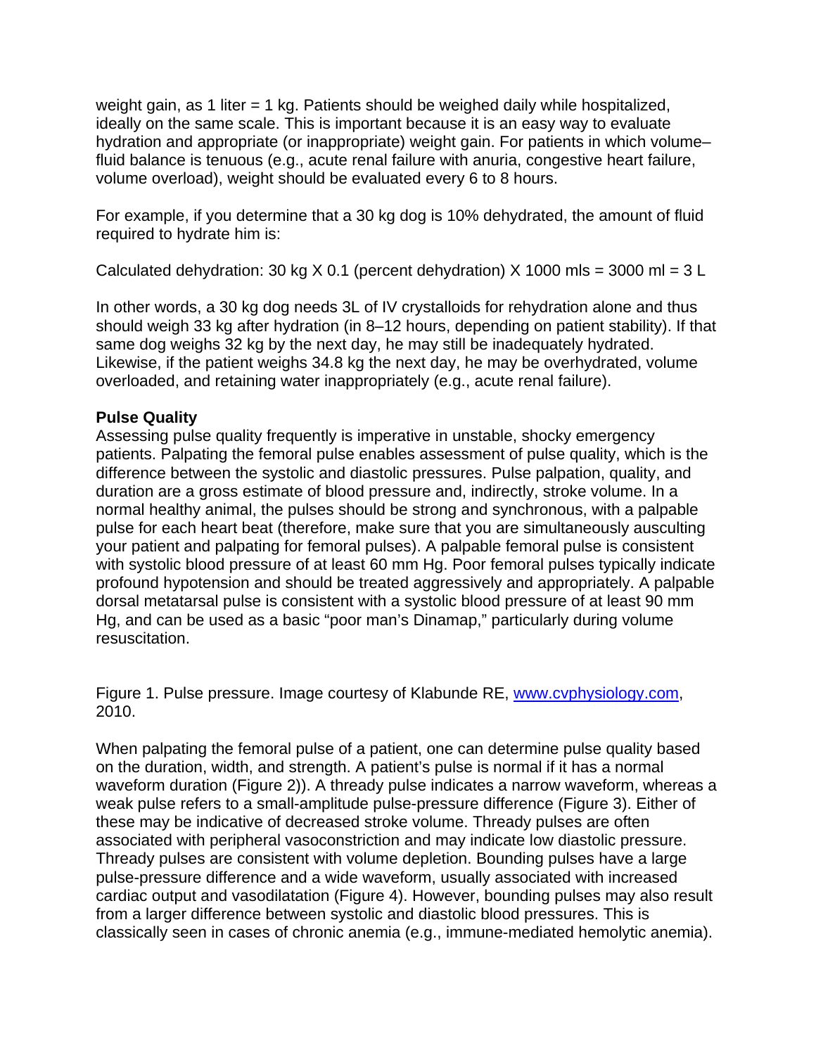weight gain, as 1 liter = 1 kg. Patients should be weighed daily while hospitalized, ideally on the same scale. This is important because it is an easy way to evaluate hydration and appropriate (or inappropriate) weight gain. For patients in which volume–fluid balance is tenuous (e.g., acute renal failure with anuria, congestive heart failure, volume overload), weight should be evaluated every 6 to 8 hours.

For example, if you determine that a 30 kg dog is 10% dehydrated, the amount of fluid required to hydrate him is:

Calculated dehydration: 30 kg X 0.1 (percent dehydration) X 1000 mls = 3000 ml = 3 L

In other words, a 30 kg dog needs 3L of IV crystalloids for rehydration alone and thus should weigh 33 kg after hydration (in 8–12 hours, depending on patient stability). If that same dog weighs 32 kg by the next day, he may still be inadequately hydrated. Likewise, if the patient weighs 34.8 kg the next day, he may be overhydrated, volume overloaded, and retaining water inappropriately (e.g., acute renal failure).

**Pulse Quality**

Assessing pulse quality frequently is imperative in unstable, shocky emergency patients. Palpating the femoral pulse enables assessment of pulse quality, which is the difference between the systolic and diastolic pressures. Pulse palpation, quality, and duration are a gross estimate of blood pressure and, indirectly, stroke volume. In a normal healthy animal, the pulses should be strong and synchronous, with a palpable pulse for each heart beat (therefore, make sure that you are simultaneously ausculting your patient and palpating for femoral pulses). A palpable femoral pulse is consistent with systolic blood pressure of at least 60 mm Hg. Poor femoral pulses typically indicate profound hypotension and should be treated aggressively and appropriately. A palpable dorsal metatarsal pulse is consistent with a systolic blood pressure of at least 90 mm Hg, and can be used as a basic "poor man's Dinamap," particularly during volume resuscitation.

Figure 1. Pulse pressure. Image courtesy of Klabunde RE, www.cvphysiology.com, 2010.

When palpating the femoral pulse of a patient, one can determine pulse quality based on the duration, width, and strength. A patient's pulse is normal if it has a normal waveform duration (Figure 2)). A thready pulse indicates a narrow waveform, whereas a weak pulse refers to a small-amplitude pulse-pressure difference (Figure 3). Either of these may be indicative of decreased stroke volume. Thready pulses are often associated with peripheral vasoconstriction and may indicate low diastolic pressure. Thready pulses are consistent with volume depletion. Bounding pulses have a large pulse-pressure difference and a wide waveform, usually associated with increased cardiac output and vasodilatation (Figure 4). However, bounding pulses may also result from a larger difference between systolic and diastolic blood pressures. This is classically seen in cases of chronic anemia (e.g., immune-mediated hemolytic anemia).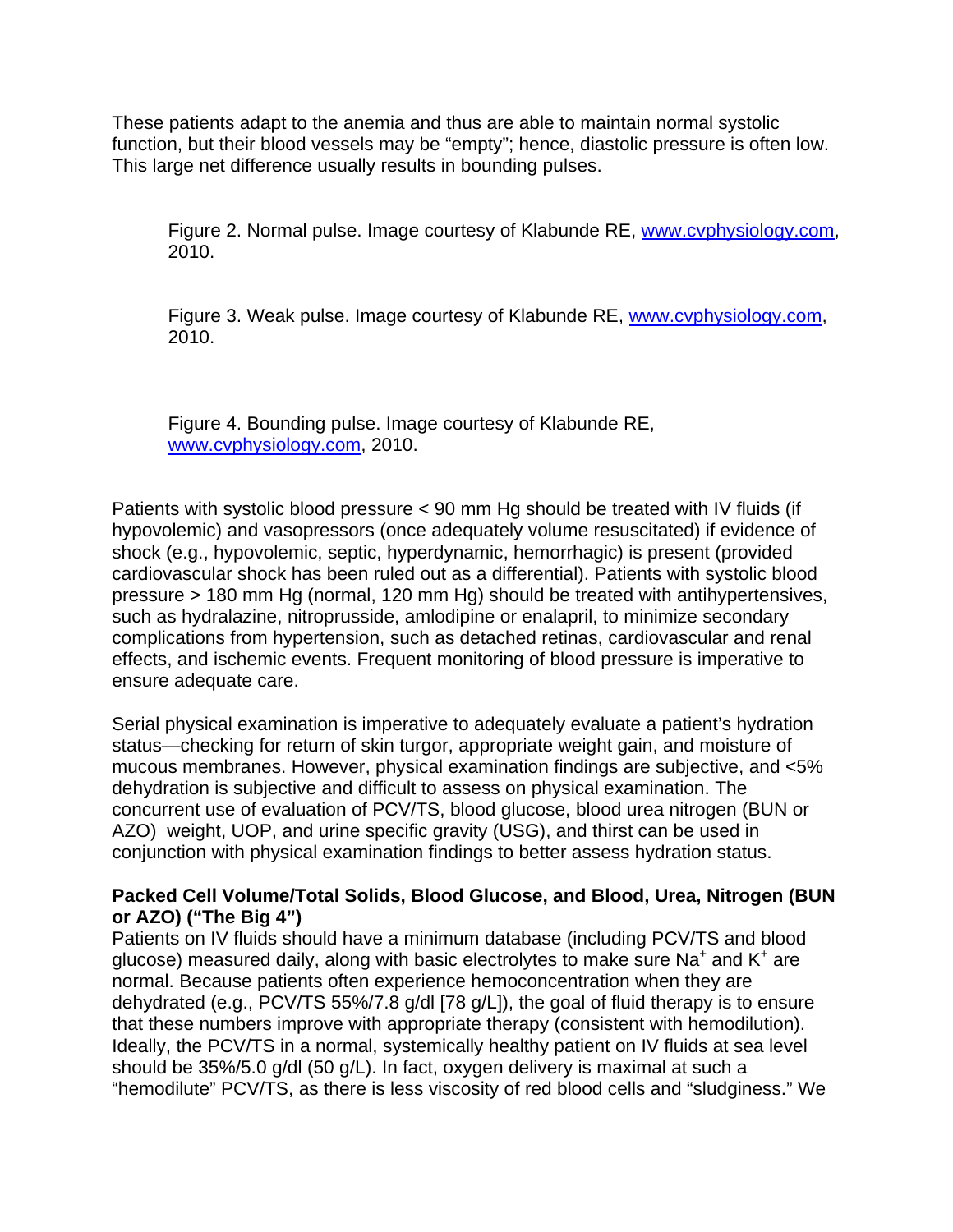These patients adapt to the anemia and thus are able to maintain normal systolic function, but their blood vessels may be "empty"; hence, diastolic pressure is often low. This large net difference usually results in bounding pulses.

Figure 2. Normal pulse. Image courtesy of Klabunde RE, www.cvphysiology.com, 2010.

Figure 3. Weak pulse. Image courtesy of Klabunde RE, www.cvphysiology.com, 2010.

Figure 4. Bounding pulse. Image courtesy of Klabunde RE, www.cvphysiology.com, 2010.

Patients with systolic blood pressure < 90 mm Hg should be treated with IV fluids (if hypovolemic) and vasopressors (once adequately volume resuscitated) if evidence of shock (e.g., hypovolemic, septic, hyperdynamic, hemorrhagic) is present (provided cardiovascular shock has been ruled out as a differential). Patients with systolic blood pressure > 180 mm Hg (normal, 120 mm Hg) should be treated with antihypertensives, such as hydralazine, nitroprusside, amlodipine or enalapril, to minimize secondary complications from hypertension, such as detached retinas, cardiovascular and renal effects, and ischemic events. Frequent monitoring of blood pressure is imperative to ensure adequate care.

Serial physical examination is imperative to adequately evaluate a patient's hydration status—checking for return of skin turgor, appropriate weight gain, and moisture of mucous membranes. However, physical examination findings are subjective, and <5% dehydration is subjective and difficult to assess on physical examination. The concurrent use of evaluation of PCV/TS, blood glucose, blood urea nitrogen (BUN or AZO) weight, UOP, and urine specific gravity (USG), and thirst can be used in conjunction with physical examination findings to better assess hydration status.

**Packed Cell Volume/Total Solids, Blood Glucose, and Blood, Urea, Nitrogen (BUN or AZO) ("The Big 4")**

Patients on IV fluids should have a minimum database (including PCV/TS and blood glucose) measured daily, along with basic electrolytes to make sure $Na^+$ and $K^+$ are normal. Because patients often experience hemoconcentration when they are dehydrated (e.g., PCV/TS 55%/7.8 g/dl [78 g/L]), the goal of fluid therapy is to ensure that these numbers improve with appropriate therapy (consistent with hemodilution). Ideally, the PCV/TS in a normal, systemically healthy patient on IV fluids at sea level should be 35%/5.0 g/dl (50 g/L). In fact, oxygen delivery is maximal at such a "hemodilute" PCV/TS, as there is less viscosity of red blood cells and "sludginess." We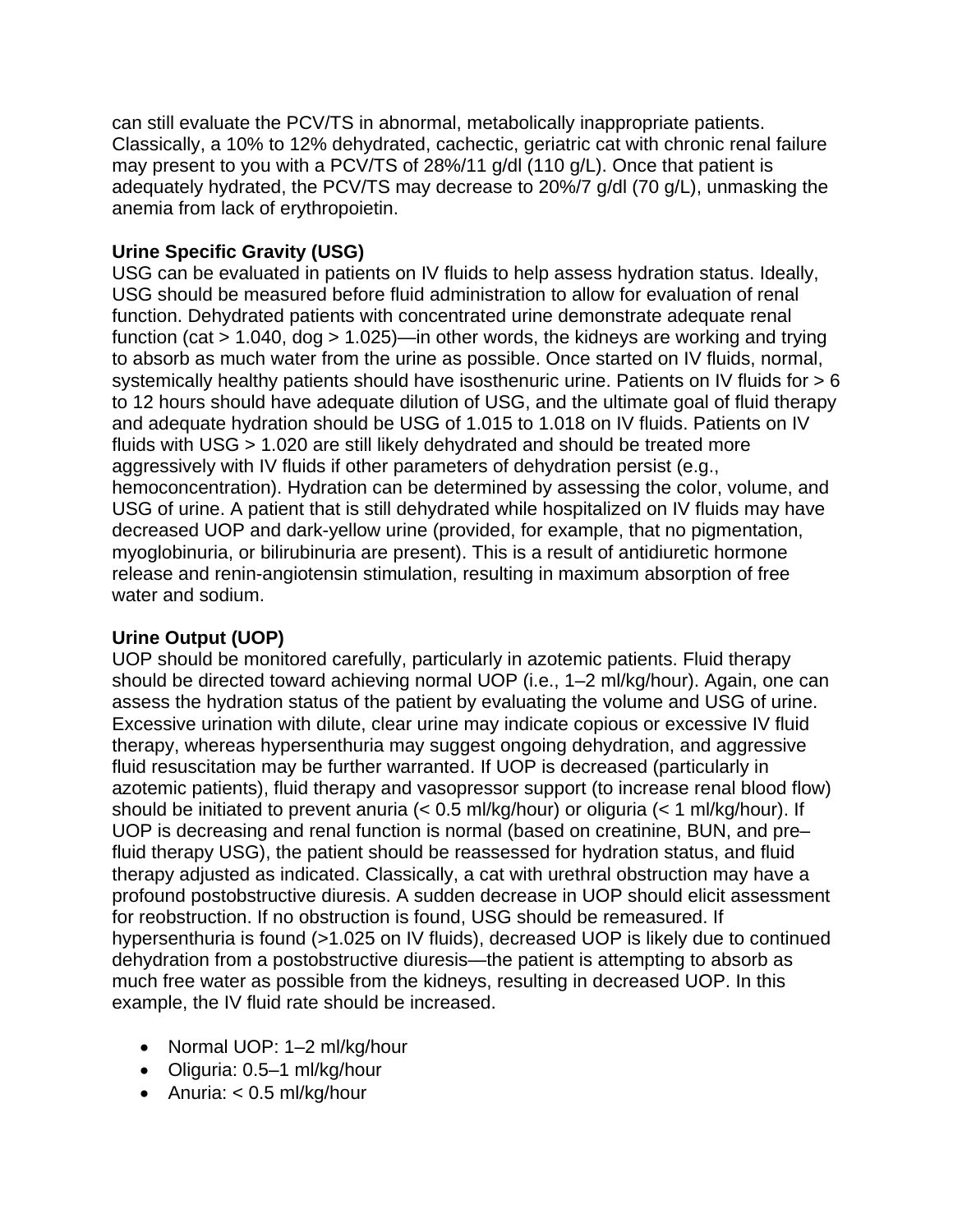can still evaluate the PCV/TS in abnormal, metabolically inappropriate patients. Classically, a 10% to 12% dehydrated, cachectic, geriatric cat with chronic renal failure may present to you with a PCV/TS of 28%/11 g/dl (110 g/L). Once that patient is adequately hydrated, the PCV/TS may decrease to 20%/7 g/dl (70 g/L), unmasking the anemia from lack of erythropoietin.

**Urine Specific Gravity (USG)**

USG can be evaluated in patients on IV fluids to help assess hydration status. Ideally, USG should be measured before fluid administration to allow for evaluation of renal function. Dehydrated patients with concentrated urine demonstrate adequate renal function (cat > 1.040, dog > 1.025)—in other words, the kidneys are working and trying to absorb as much water from the urine as possible. Once started on IV fluids, normal, systemically healthy patients should have isosthenuric urine. Patients on IV fluids for > 6 to 12 hours should have adequate dilution of USG, and the ultimate goal of fluid therapy and adequate hydration should be USG of 1.015 to 1.018 on IV fluids. Patients on IV fluids with USG > 1.020 are still likely dehydrated and should be treated more aggressively with IV fluids if other parameters of dehydration persist (e.g., hemoconcentration). Hydration can be determined by assessing the color, volume, and USG of urine. A patient that is still dehydrated while hospitalized on IV fluids may have decreased UOP and dark-yellow urine (provided, for example, that no pigmentation, myoglobinuria, or bilirubinuria are present). This is a result of antidiuretic hormone release and renin-angiotensin stimulation, resulting in maximum absorption of free water and sodium.

**Urine Output (UOP)**

UOP should be monitored carefully, particularly in azotemic patients. Fluid therapy should be directed toward achieving normal UOP (i.e., 1–2 ml/kg/hour). Again, one can assess the hydration status of the patient by evaluating the volume and USG of urine. Excessive urination with dilute, clear urine may indicate copious or excessive IV fluid therapy, whereas hypersenthuria may suggest ongoing dehydration, and aggressive fluid resuscitation may be further warranted. If UOP is decreased (particularly in azotemic patients), fluid therapy and vasopressor support (to increase renal blood flow) should be initiated to prevent anuria (< 0.5 ml/kg/hour) or oliguria (< 1 ml/kg/hour). If UOP is decreasing and renal function is normal (based on creatinine, BUN, and pre–fluid therapy USG), the patient should be reassessed for hydration status, and fluid therapy adjusted as indicated. Classically, a cat with urethral obstruction may have a profound postobstructive diuresis. A sudden decrease in UOP should elicit assessment for reobstruction. If no obstruction is found, USG should be remeasured. If hypersenthuria is found (>1.025 on IV fluids), decreased UOP is likely due to continued dehydration from a postobstructive diuresis—the patient is attempting to absorb as much free water as possible from the kidneys, resulting in decreased UOP. In this example, the IV fluid rate should be increased.

- Normal UOP: 1–2 ml/kg/hour
- Oliguria: 0.5–1 ml/kg/hour
- Anuria: < 0.5 ml/kg/hour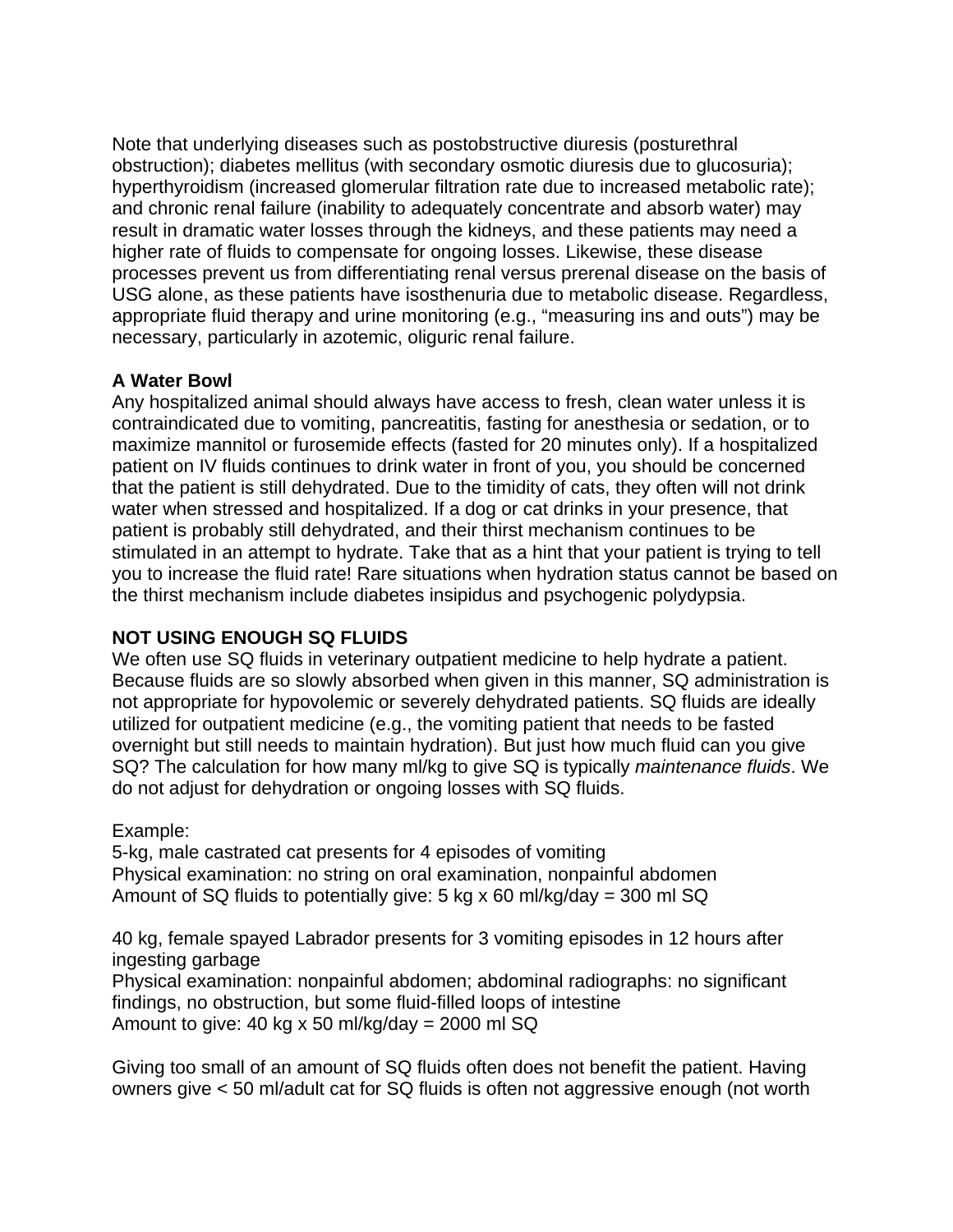Note that underlying diseases such as postobstructive diuresis (posturethral obstruction); diabetes mellitus (with secondary osmotic diuresis due to glucosuria); hyperthyroidism (increased glomerular filtration rate due to increased metabolic rate); and chronic renal failure (inability to adequately concentrate and absorb water) may result in dramatic water losses through the kidneys, and these patients may need a higher rate of fluids to compensate for ongoing losses. Likewise, these disease processes prevent us from differentiating renal versus prerenal disease on the basis of USG alone, as these patients have isosthenuria due to metabolic disease. Regardless, appropriate fluid therapy and urine monitoring (e.g., "measuring ins and outs") may be necessary, particularly in azotemic, oliguric renal failure.

**A Water Bowl**

Any hospitalized animal should always have access to fresh, clean water unless it is contraindicated due to vomiting, pancreatitis, fasting for anesthesia or sedation, or to maximize mannitol or furosemide effects (fasted for 20 minutes only). If a hospitalized patient on IV fluids continues to drink water in front of you, you should be concerned that the patient is still dehydrated. Due to the timidity of cats, they often will not drink water when stressed and hospitalized. If a dog or cat drinks in your presence, that patient is probably still dehydrated, and their thirst mechanism continues to be stimulated in an attempt to hydrate. Take that as a hint that your patient is trying to tell you to increase the fluid rate! Rare situations when hydration status cannot be based on the thirst mechanism include diabetes insipidus and psychogenic polydypsia.

**NOT USING ENOUGH SQ FLUIDS**

We often use SQ fluids in veterinary outpatient medicine to help hydrate a patient. Because fluids are so slowly absorbed when given in this manner, SQ administration is not appropriate for hypovolemic or severely dehydrated patients. SQ fluids are ideally utilized for outpatient medicine (e.g., the vomiting patient that needs to be fasted overnight but still needs to maintain hydration). But just how much fluid can you give SQ? The calculation for how many ml/kg to give SQ is typically *maintenance fluids*. We do not adjust for dehydration or ongoing losses with SQ fluids.

Example:
5-kg, male castrated cat presents for 4 episodes of vomiting
Physical examination: no string on oral examination, nonpainful abdomen
Amount of SQ fluids to potentially give: 5 kg x 60 ml/kg/day = 300 ml SQ

40 kg, female spayed Labrador presents for 3 vomiting episodes in 12 hours after ingesting garbage
Physical examination: nonpainful abdomen; abdominal radiographs: no significant findings, no obstruction, but some fluid-filled loops of intestine
Amount to give: 40 kg x 50 ml/kg/day = 2000 ml SQ

Giving too small of an amount of SQ fluids often does not benefit the patient. Having owners give < 50 ml/adult cat for SQ fluids is often not aggressive enough (not worth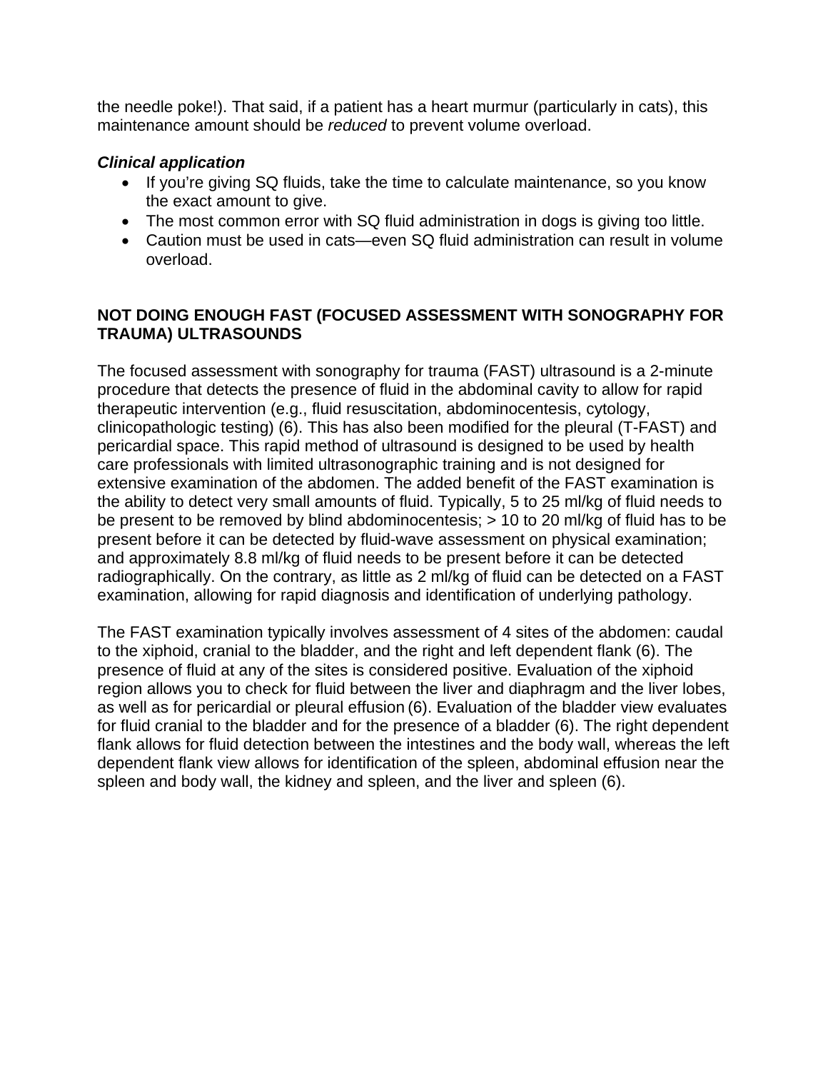the needle poke!). That said, if a patient has a heart murmur (particularly in cats), this maintenance amount should be *reduced* to prevent volume overload.

***Clinical application***

- If you're giving SQ fluids, take the time to calculate maintenance, so you know the exact amount to give.
- The most common error with SQ fluid administration in dogs is giving too little.
- Caution must be used in cats—even SQ fluid administration can result in volume overload.

## NOT DOING ENOUGH FAST (FOCUSED ASSESSMENT WITH SONOGRAPHY FOR TRAUMA) ULTRASOUNDS

The focused assessment with sonography for trauma (FAST) ultrasound is a 2-minute procedure that detects the presence of fluid in the abdominal cavity to allow for rapid therapeutic intervention (e.g., fluid resuscitation, abdominocentesis, cytology, clinicopathologic testing) (6). This has also been modified for the pleural (T-FAST) and pericardial space. This rapid method of ultrasound is designed to be used by health care professionals with limited ultrasonographic training and is not designed for extensive examination of the abdomen. The added benefit of the FAST examination is the ability to detect very small amounts of fluid. Typically, 5 to 25 ml/kg of fluid needs to be present to be removed by blind abdominocentesis; > 10 to 20 ml/kg of fluid has to be present before it can be detected by fluid-wave assessment on physical examination; and approximately 8.8 ml/kg of fluid needs to be present before it can be detected radiographically. On the contrary, as little as 2 ml/kg of fluid can be detected on a FAST examination, allowing for rapid diagnosis and identification of underlying pathology.

The FAST examination typically involves assessment of 4 sites of the abdomen: caudal to the xiphoid, cranial to the bladder, and the right and left dependent flank (6). The presence of fluid at any of the sites is considered positive. Evaluation of the xiphoid region allows you to check for fluid between the liver and diaphragm and the liver lobes, as well as for pericardial or pleural effusion (6). Evaluation of the bladder view evaluates for fluid cranial to the bladder and for the presence of a bladder (6). The right dependent flank allows for fluid detection between the intestines and the body wall, whereas the left dependent flank view allows for identification of the spleen, abdominal effusion near the spleen and body wall, the kidney and spleen, and the liver and spleen (6).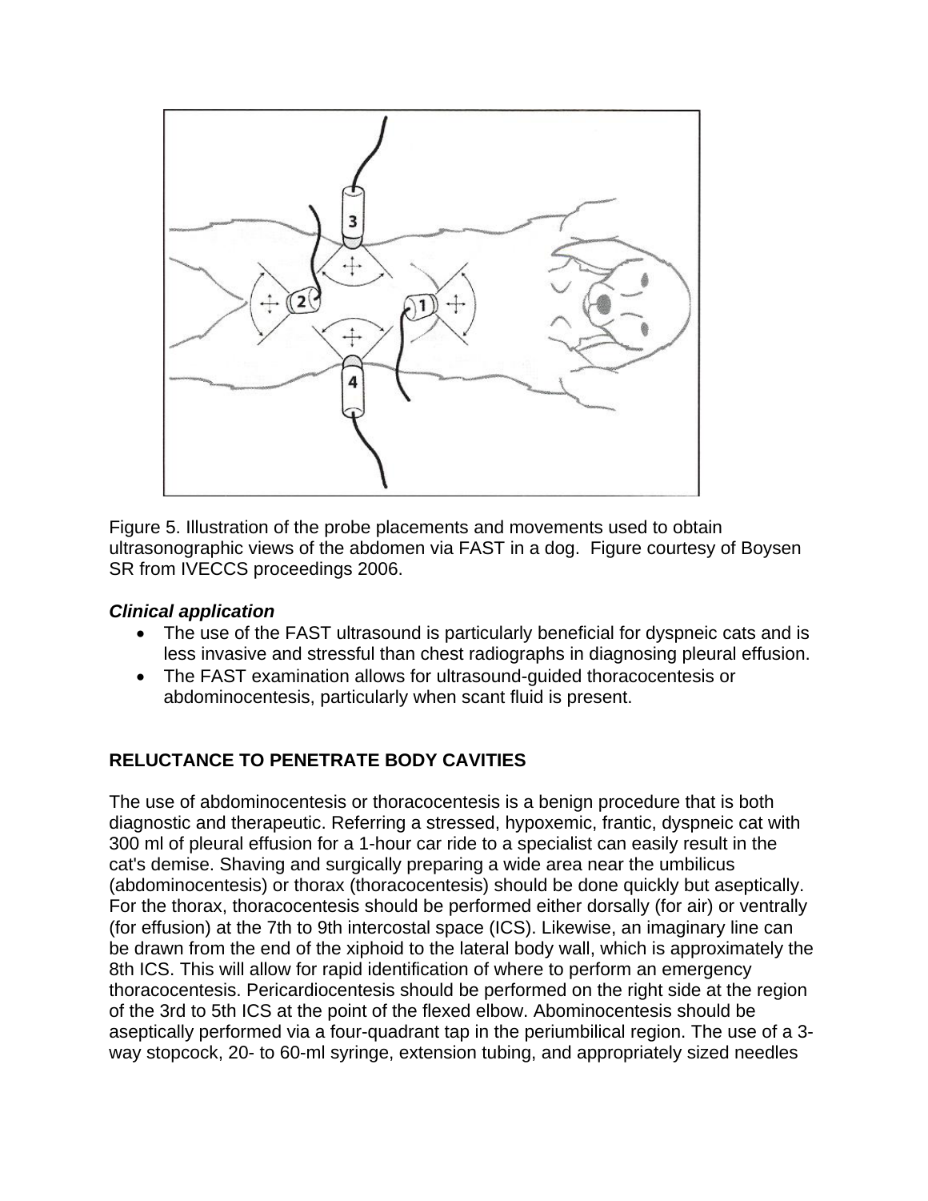Figure 5. Illustration of the probe placements and movements used to obtain ultrasonographic views of the abdomen via FAST in a dog. Figure courtesy of Boysen SR from IVECCS proceedings 2006.

***Clinical application***

- The use of the FAST ultrasound is particularly beneficial for dyspneic cats and is less invasive and stressful than chest radiographs in diagnosing pleural effusion.
- The FAST examination allows for ultrasound-guided thoracocentesis or abdominocentesis, particularly when scant fluid is present.

## RELUCTANCE TO PENETRATE BODY CAVITIES

The use of abdominocentesis or thoracocentesis is a benign procedure that is both diagnostic and therapeutic. Referring a stressed, hypoxemic, frantic, dyspneic cat with 300 ml of pleural effusion for a 1-hour car ride to a specialist can easily result in the cat's demise. Shaving and surgically preparing a wide area near the umbilicus (abdominocentesis) or thorax (thoracocentesis) should be done quickly but aseptically. For the thorax, thoracocentesis should be performed either dorsally (for air) or ventrally (for effusion) at the 7th to 9th intercostal space (ICS). Likewise, an imaginary line can be drawn from the end of the xiphoid to the lateral body wall, which is approximately the 8th ICS. This will allow for rapid identification of where to perform an emergency thoracocentesis. Pericardiocentesis should be performed on the right side at the region of the 3rd to 5th ICS at the point of the flexed elbow. Abominocentesis should be aseptically performed via a four-quadrant tap in the periumbilical region. The use of a 3-way stopcock, 20- to 60-ml syringe, extension tubing, and appropriately sized needles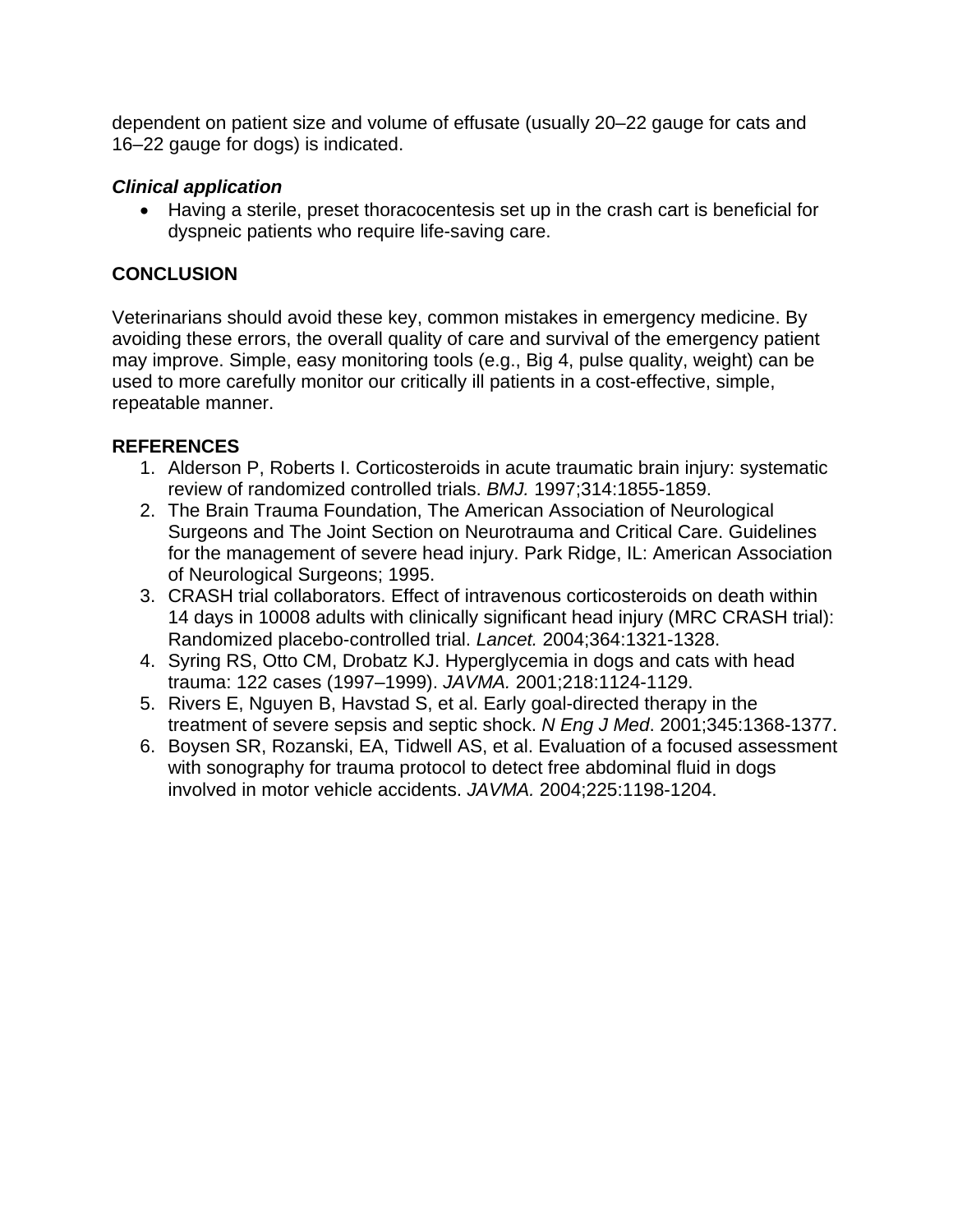dependent on patient size and volume of effusate (usually 20–22 gauge for cats and 16–22 gauge for dogs) is indicated.

***Clinical application***

- Having a sterile, preset thoracocentesis set up in the crash cart is beneficial for dyspneic patients who require life-saving care.

## CONCLUSION

Veterinarians should avoid these key, common mistakes in emergency medicine. By avoiding these errors, the overall quality of care and survival of the emergency patient may improve. Simple, easy monitoring tools (e.g., Big 4, pulse quality, weight) can be used to more carefully monitor our critically ill patients in a cost-effective, simple, repeatable manner.

## REFERENCES

1. Alderson P, Roberts I. Corticosteroids in acute traumatic brain injury: systematic review of randomized controlled trials. *BMJ.* 1997;314:1855-1859.
2. The Brain Trauma Foundation, The American Association of Neurological Surgeons and The Joint Section on Neurotrauma and Critical Care. Guidelines for the management of severe head injury. Park Ridge, IL: American Association of Neurological Surgeons; 1995.
3. CRASH trial collaborators. Effect of intravenous corticosteroids on death within 14 days in 10008 adults with clinically significant head injury (MRC CRASH trial): Randomized placebo-controlled trial. *Lancet.* 2004;364:1321-1328.
4. Syring RS, Otto CM, Drobatz KJ. Hyperglycemia in dogs and cats with head trauma: 122 cases (1997–1999). *JAVMA.* 2001;218:1124-1129.
5. Rivers E, Nguyen B, Havstad S, et al. Early goal-directed therapy in the treatment of severe sepsis and septic shock. *N Eng J Med*. 2001;345:1368-1377.
6. Boysen SR, Rozanski, EA, Tidwell AS, et al. Evaluation of a focused assessment with sonography for trauma protocol to detect free abdominal fluid in dogs involved in motor vehicle accidents. *JAVMA.* 2004;225:1198-1204.